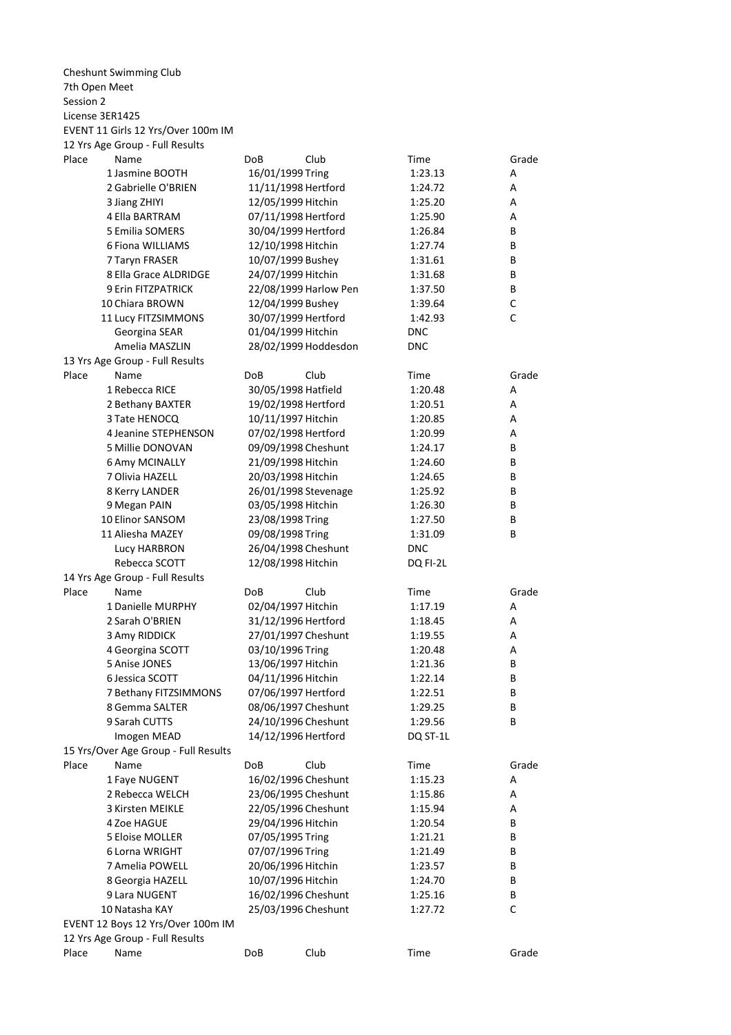Cheshunt Swimming Club
7th Open Meet
Session 2
License 3ER1425

EVENT 11 Girls 12 Yrs/Over 100m IM

12 Yrs Age Group - Full Results

| Place | Name | DoB | Club | Time | Grade |
|---|---|---|---|---|---|
| 1 | Jasmine BOOTH | 16/01/1999 | Tring | 1:23.13 | A |
| 2 | Gabrielle O'BRIEN | 11/11/1998 | Hertford | 1:24.72 | A |
| 3 | Jiang ZHIYI | 12/05/1999 | Hitchin | 1:25.20 | A |
| 4 | Ella BARTRAM | 07/11/1998 | Hertford | 1:25.90 | A |
| 5 | Emilia SOMERS | 30/04/1999 | Hertford | 1:26.84 | B |
| 6 | Fiona WILLIAMS | 12/10/1998 | Hitchin | 1:27.74 | B |
| 7 | Taryn FRASER | 10/07/1999 | Bushey | 1:31.61 | B |
| 8 | Ella Grace ALDRIDGE | 24/07/1999 | Hitchin | 1:31.68 | B |
| 9 | Erin FITZPATRICK | 22/08/1999 | Harlow Pen | 1:37.50 | B |
| 10 | Chiara BROWN | 12/04/1999 | Bushey | 1:39.64 | C |
| 11 | Lucy FITZSIMMONS | 30/07/1999 | Hertford | 1:42.93 | C |
| | Georgina SEAR | 01/04/1999 | Hitchin | DNC | |
| | Amelia MASZLIN | 28/02/1999 | Hoddesdon | DNC | |

13 Yrs Age Group - Full Results

| Place | Name | DoB | Club | Time | Grade |
|---|---|---|---|---|---|
| 1 | Rebecca RICE | 30/05/1998 | Hatfield | 1:20.48 | A |
| 2 | Bethany BAXTER | 19/02/1998 | Hertford | 1:20.51 | A |
| 3 | Tate HENOCQ | 10/11/1997 | Hitchin | 1:20.85 | A |
| 4 | Jeanine STEPHENSON | 07/02/1998 | Hertford | 1:20.99 | A |
| 5 | Millie DONOVAN | 09/09/1998 | Cheshunt | 1:24.17 | B |
| 6 | Amy MCINALLY | 21/09/1998 | Hitchin | 1:24.60 | B |
| 7 | Olivia HAZELL | 20/03/1998 | Hitchin | 1:24.65 | B |
| 8 | Kerry LANDER | 26/01/1998 | Stevenage | 1:25.92 | B |
| 9 | Megan PAIN | 03/05/1998 | Hitchin | 1:26.30 | B |
| 10 | Elinor SANSOM | 23/08/1998 | Tring | 1:27.50 | B |
| 11 | Aliesha MAZEY | 09/08/1998 | Tring | 1:31.09 | B |
| | Lucy HARBRON | 26/04/1998 | Cheshunt | DNC | |
| | Rebecca SCOTT | 12/08/1998 | Hitchin | DQ FI-2L | |

14 Yrs Age Group - Full Results

| Place | Name | DoB | Club | Time | Grade |
|---|---|---|---|---|---|
| 1 | Danielle MURPHY | 02/04/1997 | Hitchin | 1:17.19 | A |
| 2 | Sarah O'BRIEN | 31/12/1996 | Hertford | 1:18.45 | A |
| 3 | Amy RIDDICK | 27/01/1997 | Cheshunt | 1:19.55 | A |
| 4 | Georgina SCOTT | 03/10/1996 | Tring | 1:20.48 | A |
| 5 | Anise JONES | 13/06/1997 | Hitchin | 1:21.36 | B |
| 6 | Jessica SCOTT | 04/11/1996 | Hitchin | 1:22.14 | B |
| 7 | Bethany FITZSIMMONS | 07/06/1997 | Hertford | 1:22.51 | B |
| 8 | Gemma SALTER | 08/06/1997 | Cheshunt | 1:29.25 | B |
| 9 | Sarah CUTTS | 24/10/1996 | Cheshunt | 1:29.56 | B |
| | Imogen MEAD | 14/12/1996 | Hertford | DQ ST-1L | |

15 Yrs/Over Age Group - Full Results

| Place | Name | DoB | Club | Time | Grade |
|---|---|---|---|---|---|
| 1 | Faye NUGENT | 16/02/1996 | Cheshunt | 1:15.23 | A |
| 2 | Rebecca WELCH | 23/06/1995 | Cheshunt | 1:15.86 | A |
| 3 | Kirsten MEIKLE | 22/05/1996 | Cheshunt | 1:15.94 | A |
| 4 | Zoe HAGUE | 29/04/1996 | Hitchin | 1:20.54 | B |
| 5 | Eloise MOLLER | 07/05/1995 | Tring | 1:21.21 | B |
| 6 | Lorna WRIGHT | 07/07/1996 | Tring | 1:21.49 | B |
| 7 | Amelia POWELL | 20/06/1996 | Hitchin | 1:23.57 | B |
| 8 | Georgia HAZELL | 10/07/1996 | Hitchin | 1:24.70 | B |
| 9 | Lara NUGENT | 16/02/1996 | Cheshunt | 1:25.16 | B |
| 10 | Natasha KAY | 25/03/1996 | Cheshunt | 1:27.72 | C |

EVENT 12 Boys 12 Yrs/Over 100m IM

12 Yrs Age Group - Full Results

| Place | Name | DoB | Club | Time | Grade |
|---|---|---|---|---|---|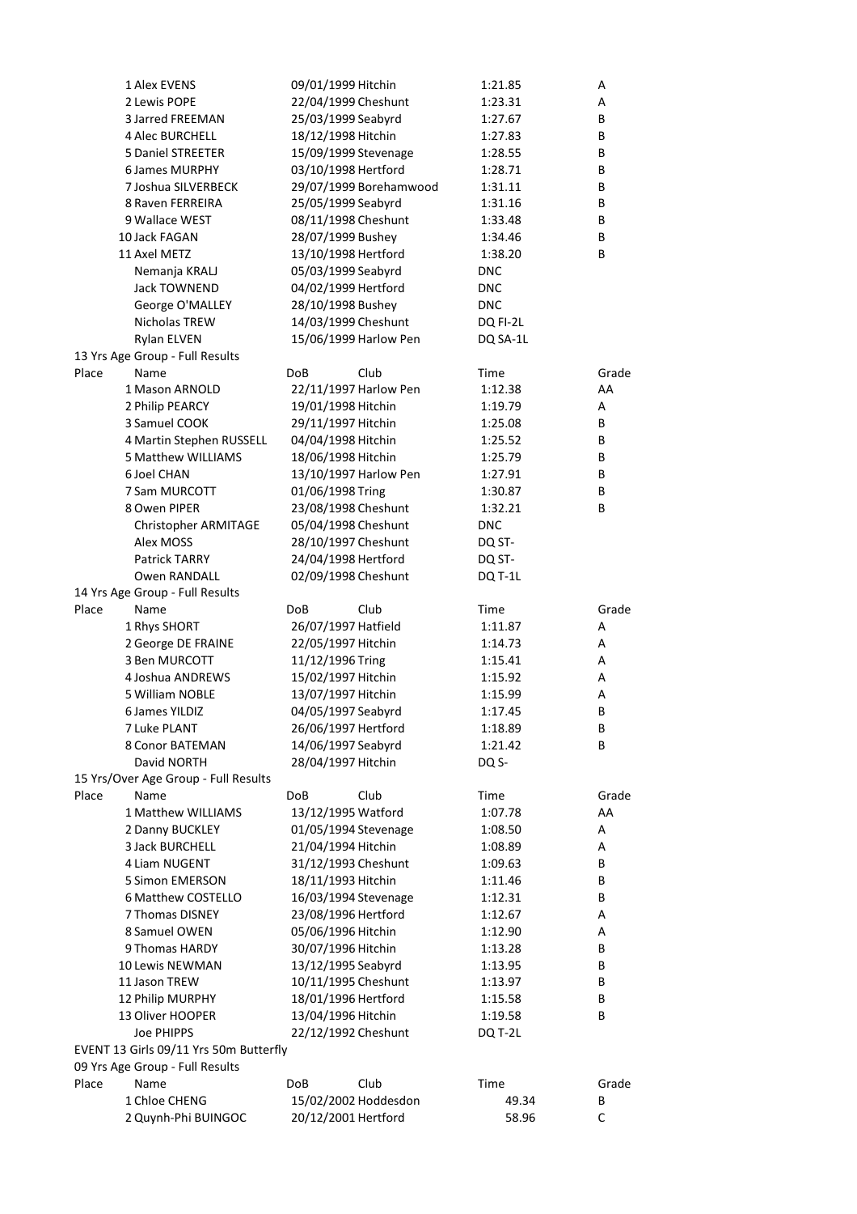| Place | Name | DoB | Club | Time | Grade |
|---|---|---|---|---|---|
| 1 | Alex EVENS | 09/01/1999 | Hitchin | 1:21.85 | A |
| 2 | Lewis POPE | 22/04/1999 | Cheshunt | 1:23.31 | A |
| 3 | Jarred FREEMAN | 25/03/1999 | Seabyrd | 1:27.67 | B |
| 4 | Alec BURCHELL | 18/12/1998 | Hitchin | 1:27.83 | B |
| 5 | Daniel STREETER | 15/09/1999 | Stevenage | 1:28.55 | B |
| 6 | James MURPHY | 03/10/1998 | Hertford | 1:28.71 | B |
| 7 | Joshua SILVERBECK | 29/07/1999 | Borehamwood | 1:31.11 | B |
| 8 | Raven FERREIRA | 25/05/1999 | Seabyrd | 1:31.16 | B |
| 9 | Wallace WEST | 08/11/1998 | Cheshunt | 1:33.48 | B |
| 10 | Jack FAGAN | 28/07/1999 | Bushey | 1:34.46 | B |
| 11 | Axel METZ | 13/10/1998 | Hertford | 1:38.20 | B |
| | Nemanja KRALJ | 05/03/1999 | Seabyrd | DNC | |
| | Jack TOWNEND | 04/02/1999 | Hertford | DNC | |
| | George O'MALLEY | 28/10/1998 | Bushey | DNC | |
| | Nicholas TREW | 14/03/1999 | Cheshunt | DQ FI-2L | |
| | Rylan ELVEN | 15/06/1999 | Harlow Pen | DQ SA-1L | |

13 Yrs Age Group - Full Results

| Place | Name | DoB | Club | Time | Grade |
|---|---|---|---|---|---|
| 1 | Mason ARNOLD | 22/11/1997 | Harlow Pen | 1:12.38 | AA |
| 2 | Philip PEARCY | 19/01/1998 | Hitchin | 1:19.79 | A |
| 3 | Samuel COOK | 29/11/1997 | Hitchin | 1:25.08 | B |
| 4 | Martin Stephen RUSSELL | 04/04/1998 | Hitchin | 1:25.52 | B |
| 5 | Matthew WILLIAMS | 18/06/1998 | Hitchin | 1:25.79 | B |
| 6 | Joel CHAN | 13/10/1997 | Harlow Pen | 1:27.91 | B |
| 7 | Sam MURCOTT | 01/06/1998 | Tring | 1:30.87 | B |
| 8 | Owen PIPER | 23/08/1998 | Cheshunt | 1:32.21 | B |
| | Christopher ARMITAGE | 05/04/1998 | Cheshunt | DNC | |
| | Alex MOSS | 28/10/1997 | Cheshunt | DQ ST- | |
| | Patrick TARRY | 24/04/1998 | Hertford | DQ ST- | |
| | Owen RANDALL | 02/09/1998 | Cheshunt | DQ T-1L | |

14 Yrs Age Group - Full Results

| Place | Name | DoB | Club | Time | Grade |
|---|---|---|---|---|---|
| 1 | Rhys SHORT | 26/07/1997 | Hatfield | 1:11.87 | A |
| 2 | George DE FRAINE | 22/05/1997 | Hitchin | 1:14.73 | A |
| 3 | Ben MURCOTT | 11/12/1996 | Tring | 1:15.41 | A |
| 4 | Joshua ANDREWS | 15/02/1997 | Hitchin | 1:15.92 | A |
| 5 | William NOBLE | 13/07/1997 | Hitchin | 1:15.99 | A |
| 6 | James YILDIZ | 04/05/1997 | Seabyrd | 1:17.45 | B |
| 7 | Luke PLANT | 26/06/1997 | Hertford | 1:18.89 | B |
| 8 | Conor BATEMAN | 14/06/1997 | Seabyrd | 1:21.42 | B |
| | David NORTH | 28/04/1997 | Hitchin | DQ S- | |

15 Yrs/Over Age Group - Full Results

| Place | Name | DoB | Club | Time | Grade |
|---|---|---|---|---|---|
| 1 | Matthew WILLIAMS | 13/12/1995 | Watford | 1:07.78 | AA |
| 2 | Danny BUCKLEY | 01/05/1994 | Stevenage | 1:08.50 | A |
| 3 | Jack BURCHELL | 21/04/1994 | Hitchin | 1:08.89 | A |
| 4 | Liam NUGENT | 31/12/1993 | Cheshunt | 1:09.63 | B |
| 5 | Simon EMERSON | 18/11/1993 | Hitchin | 1:11.46 | B |
| 6 | Matthew COSTELLO | 16/03/1994 | Stevenage | 1:12.31 | B |
| 7 | Thomas DISNEY | 23/08/1996 | Hertford | 1:12.67 | A |
| 8 | Samuel OWEN | 05/06/1996 | Hitchin | 1:12.90 | A |
| 9 | Thomas HARDY | 30/07/1996 | Hitchin | 1:13.28 | B |
| 10 | Lewis NEWMAN | 13/12/1995 | Seabyrd | 1:13.95 | B |
| 11 | Jason TREW | 10/11/1995 | Cheshunt | 1:13.97 | B |
| 12 | Philip MURPHY | 18/01/1996 | Hertford | 1:15.58 | B |
| 13 | Oliver HOOPER | 13/04/1996 | Hitchin | 1:19.58 | B |
| | Joe PHIPPS | 22/12/1992 | Cheshunt | DQ T-2L | |

EVENT 13 Girls 09/11 Yrs 50m Butterfly

09 Yrs Age Group - Full Results

| Place | Name | DoB | Club | Time | Grade |
|---|---|---|---|---|---|
| 1 | Chloe CHENG | 15/02/2002 | Hoddesdon | 49.34 | B |
| 2 | Quynh-Phi BUINGOC | 20/12/2001 | Hertford | 58.96 | C |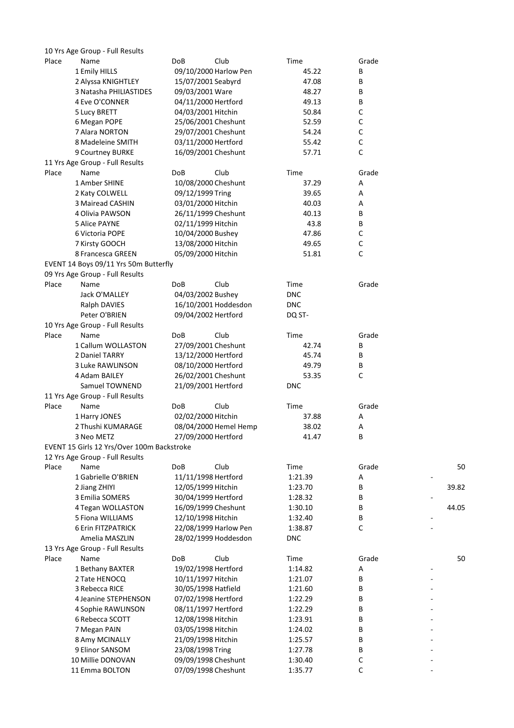10 Yrs Age Group - Full Results

| Place | Name | DoB | Club | Time | Grade |
|---|---|---|---|---|---|
| 1 | Emily HILLS | 09/10/2000 | Harlow Pen | 45.22 | B |
| 2 | Alyssa KNIGHTLEY | 15/07/2001 | Seabyrd | 47.08 | B |
| 3 | Natasha PHILIASTIDES | 09/03/2001 | Ware | 48.27 | B |
| 4 | Eve O'CONNER | 04/11/2000 | Hertford | 49.13 | B |
| 5 | Lucy BRETT | 04/03/2001 | Hitchin | 50.84 | C |
| 6 | Megan POPE | 25/06/2001 | Cheshunt | 52.59 | C |
| 7 | Alara NORTON | 29/07/2001 | Cheshunt | 54.24 | C |
| 8 | Madeleine SMITH | 03/11/2000 | Hertford | 55.42 | C |
| 9 | Courtney BURKE | 16/09/2001 | Cheshunt | 57.71 | C |

11 Yrs Age Group - Full Results

| Place | Name | DoB | Club | Time | Grade |
|---|---|---|---|---|---|
| 1 | Amber SHINE | 10/08/2000 | Cheshunt | 37.29 | A |
| 2 | Katy COLWELL | 09/12/1999 | Tring | 39.65 | A |
| 3 | Mairead CASHIN | 03/01/2000 | Hitchin | 40.03 | A |
| 4 | Olivia PAWSON | 26/11/1999 | Cheshunt | 40.13 | B |
| 5 | Alice PAYNE | 02/11/1999 | Hitchin | 43.8 | B |
| 6 | Victoria POPE | 10/04/2000 | Bushey | 47.86 | C |
| 7 | Kirsty GOOCH | 13/08/2000 | Hitchin | 49.65 | C |
| 8 | Francesca GREEN | 05/09/2000 | Hitchin | 51.81 | C |

EVENT 14 Boys 09/11 Yrs 50m Butterfly

09 Yrs Age Group - Full Results

| Place | Name | DoB | Club | Time | Grade |
|---|---|---|---|---|---|
| | Jack O'MALLEY | 04/03/2002 | Bushey | DNC | |
| | Ralph DAVIES | 16/10/2001 | Hoddesdon | DNC | |
| | Peter O'BRIEN | 09/04/2002 | Hertford | DQ ST- | |

10 Yrs Age Group - Full Results

| Place | Name | DoB | Club | Time | Grade |
|---|---|---|---|---|---|
| 1 | Callum WOLLASTON | 27/09/2001 | Cheshunt | 42.74 | B |
| 2 | Daniel TARRY | 13/12/2000 | Hertford | 45.74 | B |
| 3 | Luke RAWLINSON | 08/10/2000 | Hertford | 49.79 | B |
| 4 | Adam BAILEY | 26/02/2001 | Cheshunt | 53.35 | C |
| | Samuel TOWNEND | 21/09/2001 | Hertford | DNC | |

11 Yrs Age Group - Full Results

| Place | Name | DoB | Club | Time | Grade |
|---|---|---|---|---|---|
| 1 | Harry JONES | 02/02/2000 | Hitchin | 37.88 | A |
| 2 | Thushi KUMARAGE | 08/04/2000 | Hemel Hemp | 38.02 | A |
| 3 | Neo METZ | 27/09/2000 | Hertford | 41.47 | B |

EVENT 15 Girls 12 Yrs/Over 100m Backstroke

12 Yrs Age Group - Full Results

| Place | Name | DoB | Club | Time | Grade | 50 |
|---|---|---|---|---|---|---|
| 1 | Gabrielle O'BRIEN | 11/11/1998 | Hertford | 1:21.39 | A | - |
| 2 | Jiang ZHIYI | 12/05/1999 | Hitchin | 1:23.70 | B | 39.82 |
| 3 | Emilia SOMERS | 30/04/1999 | Hertford | 1:28.32 | B | - |
| 4 | Tegan WOLLASTON | 16/09/1999 | Cheshunt | 1:30.10 | B | 44.05 |
| 5 | Fiona WILLIAMS | 12/10/1998 | Hitchin | 1:32.40 | B | - |
| 6 | Erin FITZPATRICK | 22/08/1999 | Harlow Pen | 1:38.87 | C | - |
| | Amelia MASZLIN | 28/02/1999 | Hoddesdon | DNC | | |

13 Yrs Age Group - Full Results

| Place | Name | DoB | Club | Time | Grade | 50 |
|---|---|---|---|---|---|---|
| 1 | Bethany BAXTER | 19/02/1998 | Hertford | 1:14.82 | A | - |
| 2 | Tate HENOCQ | 10/11/1997 | Hitchin | 1:21.07 | B | - |
| 3 | Rebecca RICE | 30/05/1998 | Hatfield | 1:21.60 | B | - |
| 4 | Jeanine STEPHENSON | 07/02/1998 | Hertford | 1:22.29 | B | - |
| 4 | Sophie RAWLINSON | 08/11/1997 | Hertford | 1:22.29 | B | - |
| 6 | Rebecca SCOTT | 12/08/1998 | Hitchin | 1:23.91 | B | - |
| 7 | Megan PAIN | 03/05/1998 | Hitchin | 1:24.02 | B | - |
| 8 | Amy MCINALLY | 21/09/1998 | Hitchin | 1:25.57 | B | - |
| 9 | Elinor SANSOM | 23/08/1998 | Tring | 1:27.78 | B | - |
| 10 | Millie DONOVAN | 09/09/1998 | Cheshunt | 1:30.40 | C | - |
| 11 | Emma BOLTON | 07/09/1998 | Cheshunt | 1:35.77 | C | - |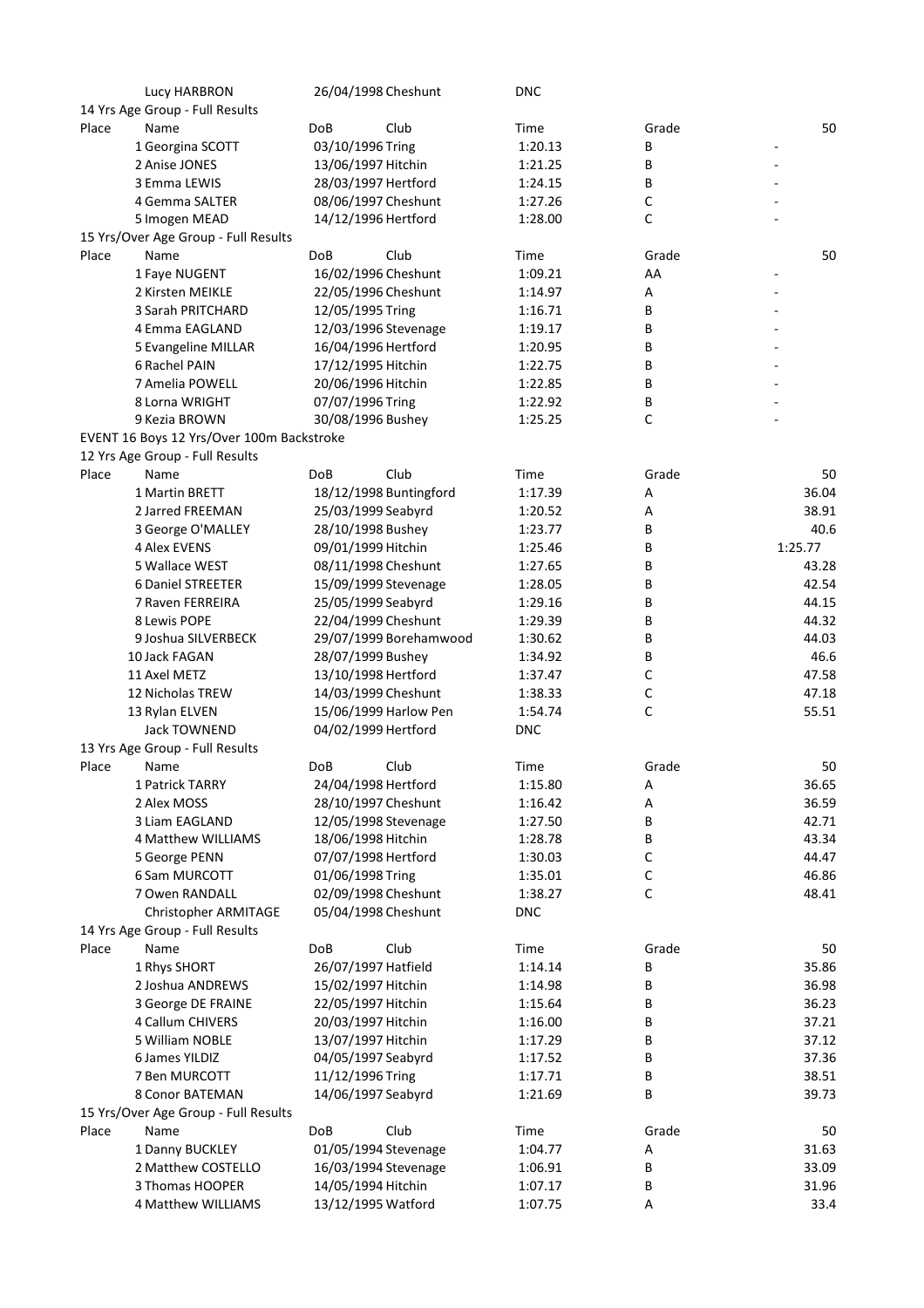| Place | Name | DoB | Club | Time | Grade | 50 |
|---|---|---|---|---|---|---|
| | Lucy HARBRON | 26/04/1998 | Cheshunt | DNC | | |

14 Yrs Age Group - Full Results

| Place | Name | DoB | Club | Time | Grade | 50 |
|---|---|---|---|---|---|---|
| 1 | Georgina SCOTT | 03/10/1996 | Tring | 1:20.13 | B | - |
| 2 | Anise JONES | 13/06/1997 | Hitchin | 1:21.25 | B | - |
| 3 | Emma LEWIS | 28/03/1997 | Hertford | 1:24.15 | B | - |
| 4 | Gemma SALTER | 08/06/1997 | Cheshunt | 1:27.26 | C | - |
| 5 | Imogen MEAD | 14/12/1996 | Hertford | 1:28.00 | C | - |

15 Yrs/Over Age Group - Full Results

| Place | Name | DoB | Club | Time | Grade | 50 |
|---|---|---|---|---|---|---|
| 1 | Faye NUGENT | 16/02/1996 | Cheshunt | 1:09.21 | AA | - |
| 2 | Kirsten MEIKLE | 22/05/1996 | Cheshunt | 1:14.97 | A | - |
| 3 | Sarah PRITCHARD | 12/05/1995 | Tring | 1:16.71 | B | - |
| 4 | Emma EAGLAND | 12/03/1996 | Stevenage | 1:19.17 | B | - |
| 5 | Evangeline MILLAR | 16/04/1996 | Hertford | 1:20.95 | B | - |
| 6 | Rachel PAIN | 17/12/1995 | Hitchin | 1:22.75 | B | - |
| 7 | Amelia POWELL | 20/06/1996 | Hitchin | 1:22.85 | B | - |
| 8 | Lorna WRIGHT | 07/07/1996 | Tring | 1:22.92 | B | - |
| 9 | Kezia BROWN | 30/08/1996 | Bushey | 1:25.25 | C | - |

EVENT 16 Boys 12 Yrs/Over 100m Backstroke

12 Yrs Age Group - Full Results

| Place | Name | DoB | Club | Time | Grade | 50 |
|---|---|---|---|---|---|---|
| 1 | Martin BRETT | 18/12/1998 | Buntingford | 1:17.39 | A | 36.04 |
| 2 | Jarred FREEMAN | 25/03/1999 | Seabyrd | 1:20.52 | A | 38.91 |
| 3 | George O'MALLEY | 28/10/1998 | Bushey | 1:23.77 | B | 40.6 |
| 4 | Alex EVENS | 09/01/1999 | Hitchin | 1:25.46 | B | 1:25.77 |
| 5 | Wallace WEST | 08/11/1998 | Cheshunt | 1:27.65 | B | 43.28 |
| 6 | Daniel STREETER | 15/09/1999 | Stevenage | 1:28.05 | B | 42.54 |
| 7 | Raven FERREIRA | 25/05/1999 | Seabyrd | 1:29.16 | B | 44.15 |
| 8 | Lewis POPE | 22/04/1999 | Cheshunt | 1:29.39 | B | 44.32 |
| 9 | Joshua SILVERBECK | 29/07/1999 | Borehamwood | 1:30.62 | B | 44.03 |
| 10 | Jack FAGAN | 28/07/1999 | Bushey | 1:34.92 | B | 46.6 |
| 11 | Axel METZ | 13/10/1998 | Hertford | 1:37.47 | C | 47.58 |
| 12 | Nicholas TREW | 14/03/1999 | Cheshunt | 1:38.33 | C | 47.18 |
| 13 | Rylan ELVEN | 15/06/1999 | Harlow Pen | 1:54.74 | C | 55.51 |
| | Jack TOWNEND | 04/02/1999 | Hertford | DNC | | |

13 Yrs Age Group - Full Results

| Place | Name | DoB | Club | Time | Grade | 50 |
|---|---|---|---|---|---|---|
| 1 | Patrick TARRY | 24/04/1998 | Hertford | 1:15.80 | A | 36.65 |
| 2 | Alex MOSS | 28/10/1997 | Cheshunt | 1:16.42 | A | 36.59 |
| 3 | Liam EAGLAND | 12/05/1998 | Stevenage | 1:27.50 | B | 42.71 |
| 4 | Matthew WILLIAMS | 18/06/1998 | Hitchin | 1:28.78 | B | 43.34 |
| 5 | George PENN | 07/07/1998 | Hertford | 1:30.03 | C | 44.47 |
| 6 | Sam MURCOTT | 01/06/1998 | Tring | 1:35.01 | C | 46.86 |
| 7 | Owen RANDALL | 02/09/1998 | Cheshunt | 1:38.27 | C | 48.41 |
| | Christopher ARMITAGE | 05/04/1998 | Cheshunt | DNC | | |

14 Yrs Age Group - Full Results

| Place | Name | DoB | Club | Time | Grade | 50 |
|---|---|---|---|---|---|---|
| 1 | Rhys SHORT | 26/07/1997 | Hatfield | 1:14.14 | B | 35.86 |
| 2 | Joshua ANDREWS | 15/02/1997 | Hitchin | 1:14.98 | B | 36.98 |
| 3 | George DE FRAINE | 22/05/1997 | Hitchin | 1:15.64 | B | 36.23 |
| 4 | Callum CHIVERS | 20/03/1997 | Hitchin | 1:16.00 | B | 37.21 |
| 5 | William NOBLE | 13/07/1997 | Hitchin | 1:17.29 | B | 37.12 |
| 6 | James YILDIZ | 04/05/1997 | Seabyrd | 1:17.52 | B | 37.36 |
| 7 | Ben MURCOTT | 11/12/1996 | Tring | 1:17.71 | B | 38.51 |
| 8 | Conor BATEMAN | 14/06/1997 | Seabyrd | 1:21.69 | B | 39.73 |

15 Yrs/Over Age Group - Full Results

| Place | Name | DoB | Club | Time | Grade | 50 |
|---|---|---|---|---|---|---|
| 1 | Danny BUCKLEY | 01/05/1994 | Stevenage | 1:04.77 | A | 31.63 |
| 2 | Matthew COSTELLO | 16/03/1994 | Stevenage | 1:06.91 | B | 33.09 |
| 3 | Thomas HOOPER | 14/05/1994 | Hitchin | 1:07.17 | B | 31.96 |
| 4 | Matthew WILLIAMS | 13/12/1995 | Watford | 1:07.75 | A | 33.4 |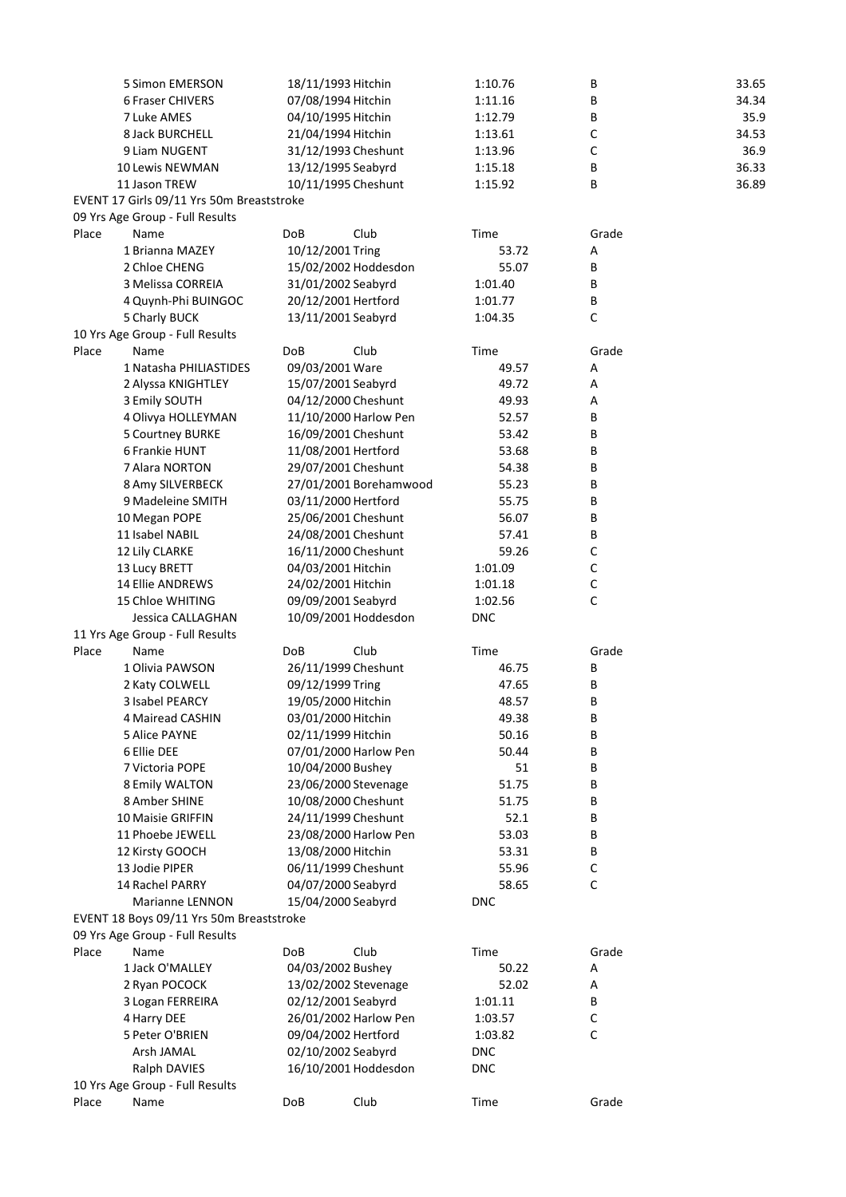| Place | Name | DoB | Club | Time | Grade | |
|---|---|---|---|---|---|---|
| 5 | Simon EMERSON | 18/11/1993 | Hitchin | 1:10.76 | B | 33.65 |
| 6 | Fraser CHIVERS | 07/08/1994 | Hitchin | 1:11.16 | B | 34.34 |
| 7 | Luke AMES | 04/10/1995 | Hitchin | 1:12.79 | B | 35.9 |
| 8 | Jack BURCHELL | 21/04/1994 | Hitchin | 1:13.61 | C | 34.53 |
| 9 | Liam NUGENT | 31/12/1993 | Cheshunt | 1:13.96 | C | 36.9 |
| 10 | Lewis NEWMAN | 13/12/1995 | Seabyrd | 1:15.18 | B | 36.33 |
| 11 | Jason TREW | 10/11/1995 | Cheshunt | 1:15.92 | B | 36.89 |

## EVENT 17 Girls 09/11 Yrs 50m Breaststroke

### 09 Yrs Age Group - Full Results

| Place | Name | DoB | Club | Time | Grade |
|---|---|---|---|---|---|
| 1 | Brianna MAZEY | 10/12/2001 | Tring | 53.72 | A |
| 2 | Chloe CHENG | 15/02/2002 | Hoddesdon | 55.07 | B |
| 3 | Melissa CORREIA | 31/01/2002 | Seabyrd | 1:01.40 | B |
| 4 | Quynh-Phi BUINGOC | 20/12/2001 | Hertford | 1:01.77 | B |
| 5 | Charly BUCK | 13/11/2001 | Seabyrd | 1:04.35 | C |

### 10 Yrs Age Group - Full Results

| Place | Name | DoB | Club | Time | Grade |
|---|---|---|---|---|---|
| 1 | Natasha PHILIASTIDES | 09/03/2001 | Ware | 49.57 | A |
| 2 | Alyssa KNIGHTLEY | 15/07/2001 | Seabyrd | 49.72 | A |
| 3 | Emily SOUTH | 04/12/2000 | Cheshunt | 49.93 | A |
| 4 | Olivya HOLLEYMAN | 11/10/2000 | Harlow Pen | 52.57 | B |
| 5 | Courtney BURKE | 16/09/2001 | Cheshunt | 53.42 | B |
| 6 | Frankie HUNT | 11/08/2001 | Hertford | 53.68 | B |
| 7 | Alara NORTON | 29/07/2001 | Cheshunt | 54.38 | B |
| 8 | Amy SILVERBECK | 27/01/2001 | Borehamwood | 55.23 | B |
| 9 | Madeleine SMITH | 03/11/2000 | Hertford | 55.75 | B |
| 10 | Megan POPE | 25/06/2001 | Cheshunt | 56.07 | B |
| 11 | Isabel NABIL | 24/08/2001 | Cheshunt | 57.41 | B |
| 12 | Lily CLARKE | 16/11/2000 | Cheshunt | 59.26 | C |
| 13 | Lucy BRETT | 04/03/2001 | Hitchin | 1:01.09 | C |
| 14 | Ellie ANDREWS | 24/02/2001 | Hitchin | 1:01.18 | C |
| 15 | Chloe WHITING | 09/09/2001 | Seabyrd | 1:02.56 | C |
| | Jessica CALLAGHAN | 10/09/2001 | Hoddesdon | DNC | |

### 11 Yrs Age Group - Full Results

| Place | Name | DoB | Club | Time | Grade |
|---|---|---|---|---|---|
| 1 | Olivia PAWSON | 26/11/1999 | Cheshunt | 46.75 | B |
| 2 | Katy COLWELL | 09/12/1999 | Tring | 47.65 | B |
| 3 | Isabel PEARCY | 19/05/2000 | Hitchin | 48.57 | B |
| 4 | Mairead CASHIN | 03/01/2000 | Hitchin | 49.38 | B |
| 5 | Alice PAYNE | 02/11/1999 | Hitchin | 50.16 | B |
| 6 | Ellie DEE | 07/01/2000 | Harlow Pen | 50.44 | B |
| 7 | Victoria POPE | 10/04/2000 | Bushey | 51 | B |
| 8 | Emily WALTON | 23/06/2000 | Stevenage | 51.75 | B |
| 8 | Amber SHINE | 10/08/2000 | Cheshunt | 51.75 | B |
| 10 | Maisie GRIFFIN | 24/11/1999 | Cheshunt | 52.1 | B |
| 11 | Phoebe JEWELL | 23/08/2000 | Harlow Pen | 53.03 | B |
| 12 | Kirsty GOOCH | 13/08/2000 | Hitchin | 53.31 | B |
| 13 | Jodie PIPER | 06/11/1999 | Cheshunt | 55.96 | C |
| 14 | Rachel PARRY | 04/07/2000 | Seabyrd | 58.65 | C |
| | Marianne LENNON | 15/04/2000 | Seabyrd | DNC | |

## EVENT 18 Boys 09/11 Yrs 50m Breaststroke

### 09 Yrs Age Group - Full Results

| Place | Name | DoB | Club | Time | Grade |
|---|---|---|---|---|---|
| 1 | Jack O'MALLEY | 04/03/2002 | Bushey | 50.22 | A |
| 2 | Ryan POCOCK | 13/02/2002 | Stevenage | 52.02 | A |
| 3 | Logan FERREIRA | 02/12/2001 | Seabyrd | 1:01.11 | B |
| 4 | Harry DEE | 26/01/2002 | Harlow Pen | 1:03.57 | C |
| 5 | Peter O'BRIEN | 09/04/2002 | Hertford | 1:03.82 | C |
| | Arsh JAMAL | 02/10/2002 | Seabyrd | DNC | |
| | Ralph DAVIES | 16/10/2001 | Hoddesdon | DNC | |

### 10 Yrs Age Group - Full Results

| Place | Name | DoB | Club | Time | Grade |
|---|---|---|---|---|---|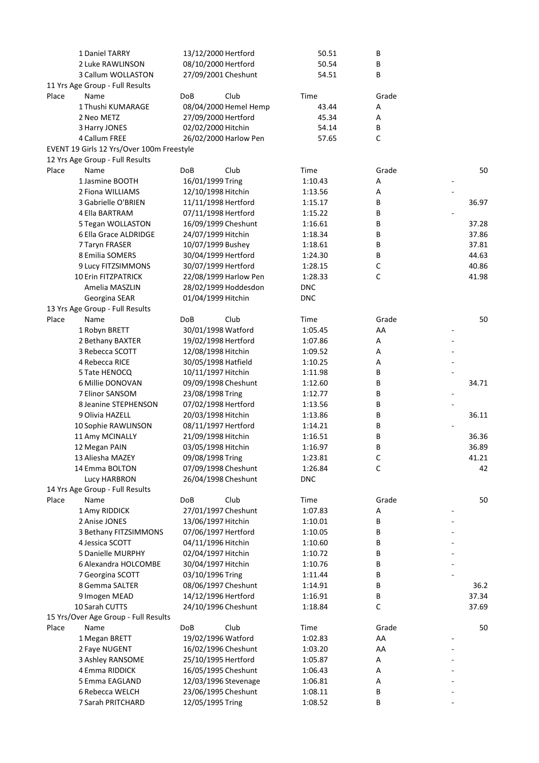| Place | Name | DoB | Club | Time | Grade | |
|---|---|---|---|---|---|---|
| 1 | Daniel TARRY | 13/12/2000 | Hertford | 50.51 | B | |
| 2 | Luke RAWLINSON | 08/10/2000 | Hertford | 50.54 | B | |
| 3 | Callum WOLLASTON | 27/09/2001 | Cheshunt | 54.51 | B | |

11 Yrs Age Group - Full Results

| Place | Name | DoB | Club | Time | Grade |
|---|---|---|---|---|---|
| 1 | Thushi KUMARAGE | 08/04/2000 | Hemel Hemp | 43.44 | A |
| 2 | Neo METZ | 27/09/2000 | Hertford | 45.34 | A |
| 3 | Harry JONES | 02/02/2000 | Hitchin | 54.14 | B |
| 4 | Callum FREE | 26/02/2000 | Harlow Pen | 57.65 | C |

EVENT 19 Girls 12 Yrs/Over 100m Freestyle

12 Yrs Age Group - Full Results

| Place | Name | DoB | Club | Time | Grade | 50 |
|---|---|---|---|---|---|---|
| 1 | Jasmine BOOTH | 16/01/1999 | Tring | 1:10.43 | A | - |
| 2 | Fiona WILLIAMS | 12/10/1998 | Hitchin | 1:13.56 | A | - |
| 3 | Gabrielle O'BRIEN | 11/11/1998 | Hertford | 1:15.17 | B | 36.97 |
| 4 | Ella BARTRAM | 07/11/1998 | Hertford | 1:15.22 | B | - |
| 5 | Tegan WOLLASTON | 16/09/1999 | Cheshunt | 1:16.61 | B | 37.28 |
| 6 | Ella Grace ALDRIDGE | 24/07/1999 | Hitchin | 1:18.34 | B | 37.86 |
| 7 | Taryn FRASER | 10/07/1999 | Bushey | 1:18.61 | B | 37.81 |
| 8 | Emilia SOMERS | 30/04/1999 | Hertford | 1:24.30 | B | 44.63 |
| 9 | Lucy FITZSIMMONS | 30/07/1999 | Hertford | 1:28.15 | C | 40.86 |
| 10 | Erin FITZPATRICK | 22/08/1999 | Harlow Pen | 1:28.33 | C | 41.98 |
| | Amelia MASZLIN | 28/02/1999 | Hoddesdon | DNC | | |
| | Georgina SEAR | 01/04/1999 | Hitchin | DNC | | |

13 Yrs Age Group - Full Results

| Place | Name | DoB | Club | Time | Grade | 50 |
|---|---|---|---|---|---|---|
| 1 | Robyn BRETT | 30/01/1998 | Watford | 1:05.45 | AA | - |
| 2 | Bethany BAXTER | 19/02/1998 | Hertford | 1:07.86 | A | - |
| 3 | Rebecca SCOTT | 12/08/1998 | Hitchin | 1:09.52 | A | - |
| 4 | Rebecca RICE | 30/05/1998 | Hatfield | 1:10.25 | A | - |
| 5 | Tate HENOCQ | 10/11/1997 | Hitchin | 1:11.98 | B | - |
| 6 | Millie DONOVAN | 09/09/1998 | Cheshunt | 1:12.60 | B | 34.71 |
| 7 | Elinor SANSOM | 23/08/1998 | Tring | 1:12.77 | B | - |
| 8 | Jeanine STEPHENSON | 07/02/1998 | Hertford | 1:13.56 | B | - |
| 9 | Olivia HAZELL | 20/03/1998 | Hitchin | 1:13.86 | B | 36.11 |
| 10 | Sophie RAWLINSON | 08/11/1997 | Hertford | 1:14.21 | B | - |
| 11 | Amy MCINALLY | 21/09/1998 | Hitchin | 1:16.51 | B | 36.36 |
| 12 | Megan PAIN | 03/05/1998 | Hitchin | 1:16.97 | B | 36.89 |
| 13 | Aliesha MAZEY | 09/08/1998 | Tring | 1:23.81 | C | 41.21 |
| 14 | Emma BOLTON | 07/09/1998 | Cheshunt | 1:26.84 | C | 42 |
| | Lucy HARBRON | 26/04/1998 | Cheshunt | DNC | | |

14 Yrs Age Group - Full Results

| Place | Name | DoB | Club | Time | Grade | 50 |
|---|---|---|---|---|---|---|
| 1 | Amy RIDDICK | 27/01/1997 | Cheshunt | 1:07.83 | A | - |
| 2 | Anise JONES | 13/06/1997 | Hitchin | 1:10.01 | B | - |
| 3 | Bethany FITZSIMMONS | 07/06/1997 | Hertford | 1:10.05 | B | - |
| 4 | Jessica SCOTT | 04/11/1996 | Hitchin | 1:10.60 | B | - |
| 5 | Danielle MURPHY | 02/04/1997 | Hitchin | 1:10.72 | B | - |
| 6 | Alexandra HOLCOMBE | 30/04/1997 | Hitchin | 1:10.76 | B | - |
| 7 | Georgina SCOTT | 03/10/1996 | Tring | 1:11.44 | B | - |
| 8 | Gemma SALTER | 08/06/1997 | Cheshunt | 1:14.91 | B | 36.2 |
| 9 | Imogen MEAD | 14/12/1996 | Hertford | 1:16.91 | B | 37.34 |
| 10 | Sarah CUTTS | 24/10/1996 | Cheshunt | 1:18.84 | C | 37.69 |

15 Yrs/Over Age Group - Full Results

| Place | Name | DoB | Club | Time | Grade | 50 |
|---|---|---|---|---|---|---|
| 1 | Megan BRETT | 19/02/1996 | Watford | 1:02.83 | AA | - |
| 2 | Faye NUGENT | 16/02/1996 | Cheshunt | 1:03.20 | AA | - |
| 3 | Ashley RANSOME | 25/10/1995 | Hertford | 1:05.87 | A | - |
| 4 | Emma RIDDICK | 16/05/1995 | Cheshunt | 1:06.43 | A | - |
| 5 | Emma EAGLAND | 12/03/1996 | Stevenage | 1:06.81 | A | - |
| 6 | Rebecca WELCH | 23/06/1995 | Cheshunt | 1:08.11 | B | - |
| 7 | Sarah PRITCHARD | 12/05/1995 | Tring | 1:08.52 | B | - |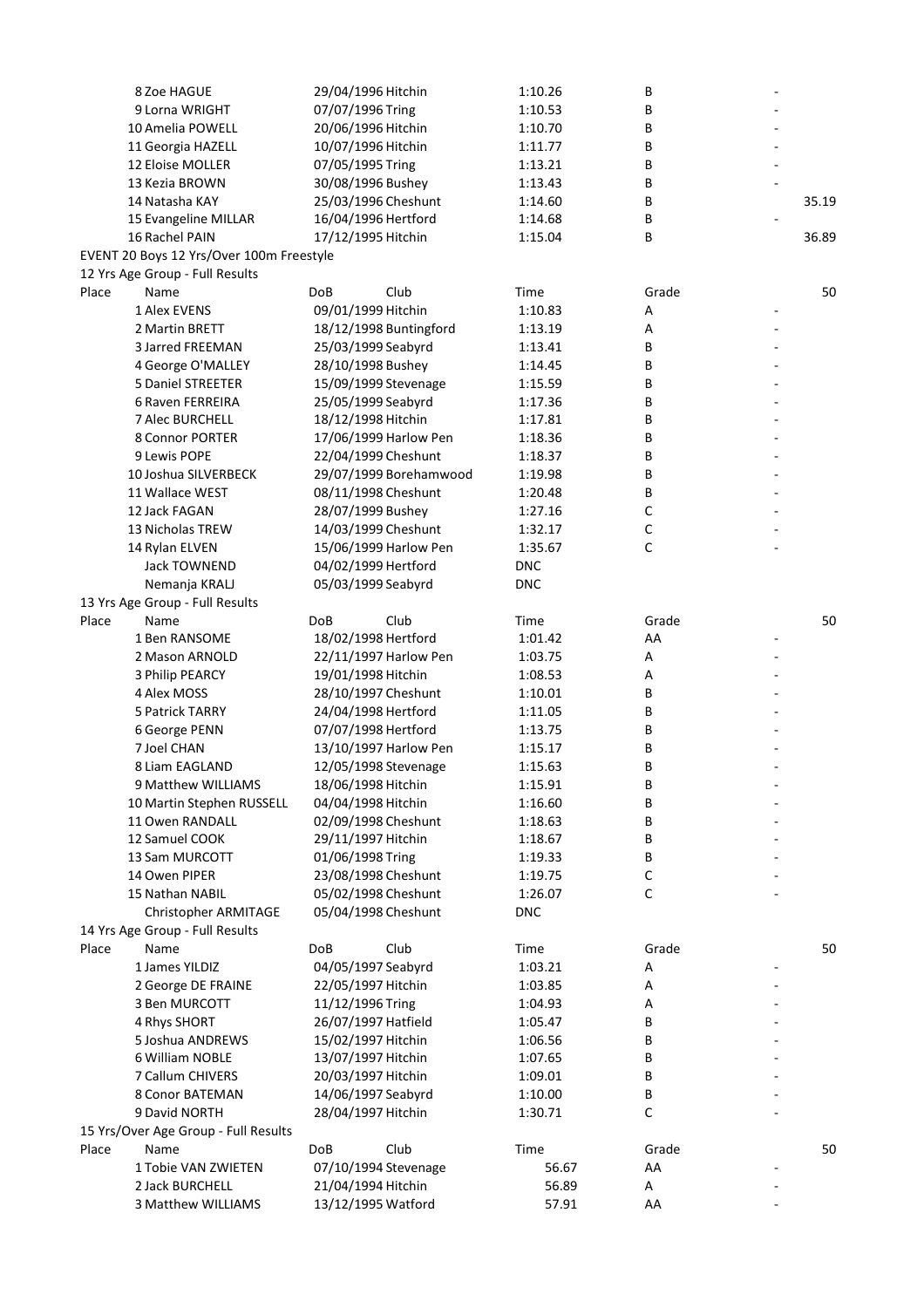| Place | Name | DoB | Club | Time | Grade | |
|---|---|---|---|---|---|---|
| | 8 Zoe HAGUE | 29/04/1996 | Hitchin | 1:10.26 | B | - |
| | 9 Lorna WRIGHT | 07/07/1996 | Tring | 1:10.53 | B | - |
| | 10 Amelia POWELL | 20/06/1996 | Hitchin | 1:10.70 | B | - |
| | 11 Georgia HAZELL | 10/07/1996 | Hitchin | 1:11.77 | B | - |
| | 12 Eloise MOLLER | 07/05/1995 | Tring | 1:13.21 | B | - |
| | 13 Kezia BROWN | 30/08/1996 | Bushey | 1:13.43 | B | - |
| | 14 Natasha KAY | 25/03/1996 | Cheshunt | 1:14.60 | B | 35.19 |
| | 15 Evangeline MILLAR | 16/04/1996 | Hertford | 1:14.68 | B | - |
| | 16 Rachel PAIN | 17/12/1995 | Hitchin | 1:15.04 | B | 36.89 |

EVENT 20 Boys 12 Yrs/Over 100m Freestyle

12 Yrs Age Group - Full Results

| Place | Name | DoB | Club | Time | Grade | 50 |
|---|---|---|---|---|---|---|
| | 1 Alex EVENS | 09/01/1999 | Hitchin | 1:10.83 | A | - |
| | 2 Martin BRETT | 18/12/1998 | Buntingford | 1:13.19 | A | - |
| | 3 Jarred FREEMAN | 25/03/1999 | Seabyrd | 1:13.41 | B | - |
| | 4 George O'MALLEY | 28/10/1998 | Bushey | 1:14.45 | B | - |
| | 5 Daniel STREETER | 15/09/1999 | Stevenage | 1:15.59 | B | - |
| | 6 Raven FERREIRA | 25/05/1999 | Seabyrd | 1:17.36 | B | - |
| | 7 Alec BURCHELL | 18/12/1998 | Hitchin | 1:17.81 | B | - |
| | 8 Connor PORTER | 17/06/1999 | Harlow Pen | 1:18.36 | B | - |
| | 9 Lewis POPE | 22/04/1999 | Cheshunt | 1:18.37 | B | - |
| | 10 Joshua SILVERBECK | 29/07/1999 | Borehamwood | 1:19.98 | B | - |
| | 11 Wallace WEST | 08/11/1998 | Cheshunt | 1:20.48 | B | - |
| | 12 Jack FAGAN | 28/07/1999 | Bushey | 1:27.16 | C | - |
| | 13 Nicholas TREW | 14/03/1999 | Cheshunt | 1:32.17 | C | - |
| | 14 Rylan ELVEN | 15/06/1999 | Harlow Pen | 1:35.67 | C | - |
| | Jack TOWNEND | 04/02/1999 | Hertford | DNC | | |
| | Nemanja KRALJ | 05/03/1999 | Seabyrd | DNC | | |

13 Yrs Age Group - Full Results

| Place | Name | DoB | Club | Time | Grade | 50 |
|---|---|---|---|---|---|---|
| | 1 Ben RANSOME | 18/02/1998 | Hertford | 1:01.42 | AA | - |
| | 2 Mason ARNOLD | 22/11/1997 | Harlow Pen | 1:03.75 | A | - |
| | 3 Philip PEARCY | 19/01/1998 | Hitchin | 1:08.53 | A | - |
| | 4 Alex MOSS | 28/10/1997 | Cheshunt | 1:10.01 | B | - |
| | 5 Patrick TARRY | 24/04/1998 | Hertford | 1:11.05 | B | - |
| | 6 George PENN | 07/07/1998 | Hertford | 1:13.75 | B | - |
| | 7 Joel CHAN | 13/10/1997 | Harlow Pen | 1:15.17 | B | - |
| | 8 Liam EAGLAND | 12/05/1998 | Stevenage | 1:15.63 | B | - |
| | 9 Matthew WILLIAMS | 18/06/1998 | Hitchin | 1:15.91 | B | - |
| | 10 Martin Stephen RUSSELL | 04/04/1998 | Hitchin | 1:16.60 | B | - |
| | 11 Owen RANDALL | 02/09/1998 | Cheshunt | 1:18.63 | B | - |
| | 12 Samuel COOK | 29/11/1997 | Hitchin | 1:18.67 | B | - |
| | 13 Sam MURCOTT | 01/06/1998 | Tring | 1:19.33 | B | - |
| | 14 Owen PIPER | 23/08/1998 | Cheshunt | 1:19.75 | C | - |
| | 15 Nathan NABIL | 05/02/1998 | Cheshunt | 1:26.07 | C | - |
| | Christopher ARMITAGE | 05/04/1998 | Cheshunt | DNC | | |

14 Yrs Age Group - Full Results

| Place | Name | DoB | Club | Time | Grade | 50 |
|---|---|---|---|---|---|---|
| | 1 James YILDIZ | 04/05/1997 | Seabyrd | 1:03.21 | A | - |
| | 2 George DE FRAINE | 22/05/1997 | Hitchin | 1:03.85 | A | - |
| | 3 Ben MURCOTT | 11/12/1996 | Tring | 1:04.93 | A | - |
| | 4 Rhys SHORT | 26/07/1997 | Hatfield | 1:05.47 | B | - |
| | 5 Joshua ANDREWS | 15/02/1997 | Hitchin | 1:06.56 | B | - |
| | 6 William NOBLE | 13/07/1997 | Hitchin | 1:07.65 | B | - |
| | 7 Callum CHIVERS | 20/03/1997 | Hitchin | 1:09.01 | B | - |
| | 8 Conor BATEMAN | 14/06/1997 | Seabyrd | 1:10.00 | B | - |
| | 9 David NORTH | 28/04/1997 | Hitchin | 1:30.71 | C | - |

15 Yrs/Over Age Group - Full Results

| Place | Name | DoB | Club | Time | Grade | 50 |
|---|---|---|---|---|---|---|
| | 1 Tobie VAN ZWIETEN | 07/10/1994 | Stevenage | 56.67 | AA | - |
| | 2 Jack BURCHELL | 21/04/1994 | Hitchin | 56.89 | A | - |
| | 3 Matthew WILLIAMS | 13/12/1995 | Watford | 57.91 | AA | - |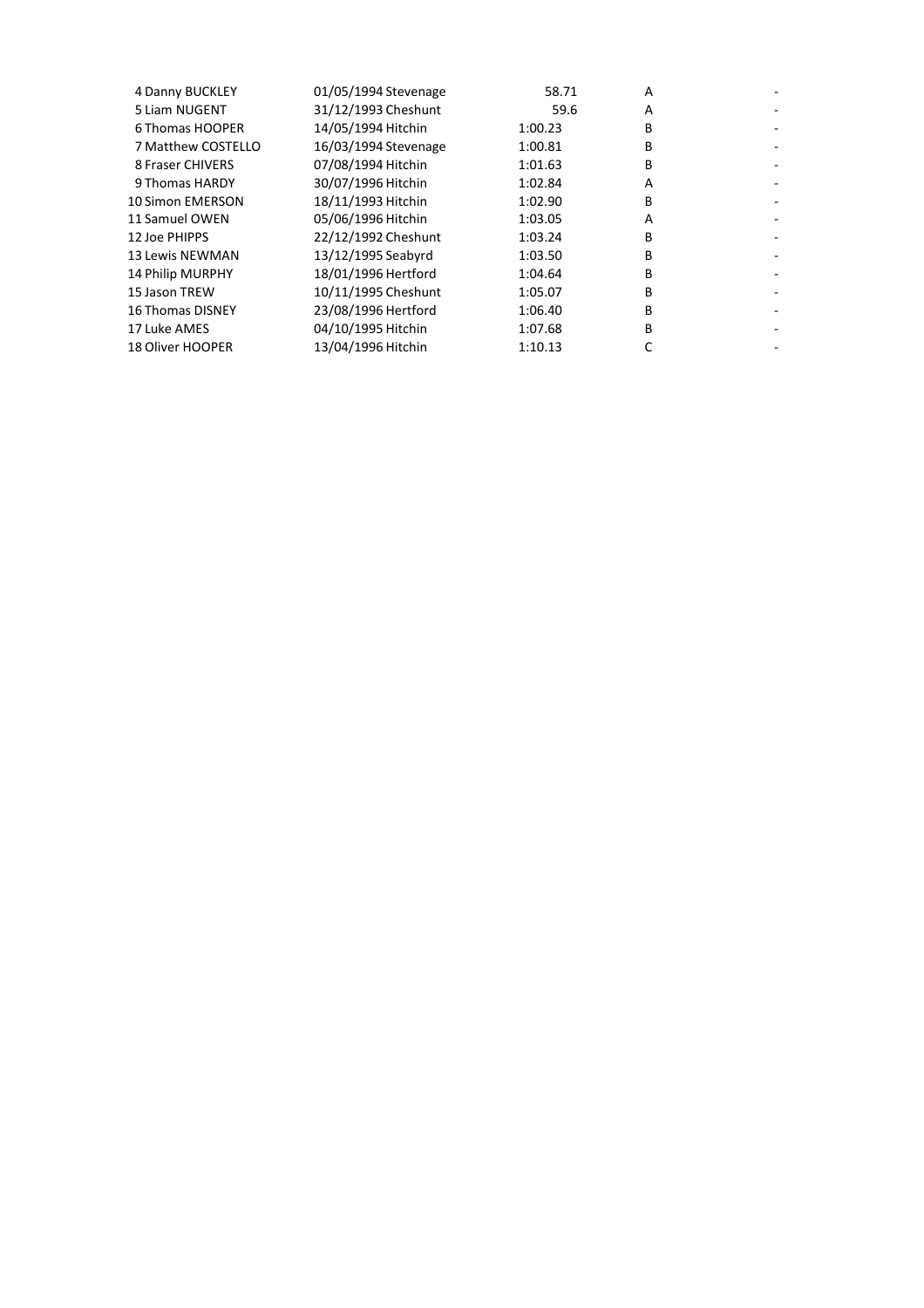| | | | | | |
|---|---|---|---|---|---|
| 4 | Danny BUCKLEY | 01/05/1994 Stevenage | 58.71 | A | - |
| 5 | Liam NUGENT | 31/12/1993 Cheshunt | 59.6 | A | - |
| 6 | Thomas HOOPER | 14/05/1994 Hitchin | 1:00.23 | B | - |
| 7 | Matthew COSTELLO | 16/03/1994 Stevenage | 1:00.81 | B | - |
| 8 | Fraser CHIVERS | 07/08/1994 Hitchin | 1:01.63 | B | - |
| 9 | Thomas HARDY | 30/07/1996 Hitchin | 1:02.84 | A | - |
| 10 | Simon EMERSON | 18/11/1993 Hitchin | 1:02.90 | B | - |
| 11 | Samuel OWEN | 05/06/1996 Hitchin | 1:03.05 | A | - |
| 12 | Joe PHIPPS | 22/12/1992 Cheshunt | 1:03.24 | B | - |
| 13 | Lewis NEWMAN | 13/12/1995 Seabyrd | 1:03.50 | B | - |
| 14 | Philip MURPHY | 18/01/1996 Hertford | 1:04.64 | B | - |
| 15 | Jason TREW | 10/11/1995 Cheshunt | 1:05.07 | B | - |
| 16 | Thomas DISNEY | 23/08/1996 Hertford | 1:06.40 | B | - |
| 17 | Luke AMES | 04/10/1995 Hitchin | 1:07.68 | B | - |
| 18 | Oliver HOOPER | 13/04/1996 Hitchin | 1:10.13 | C | - |